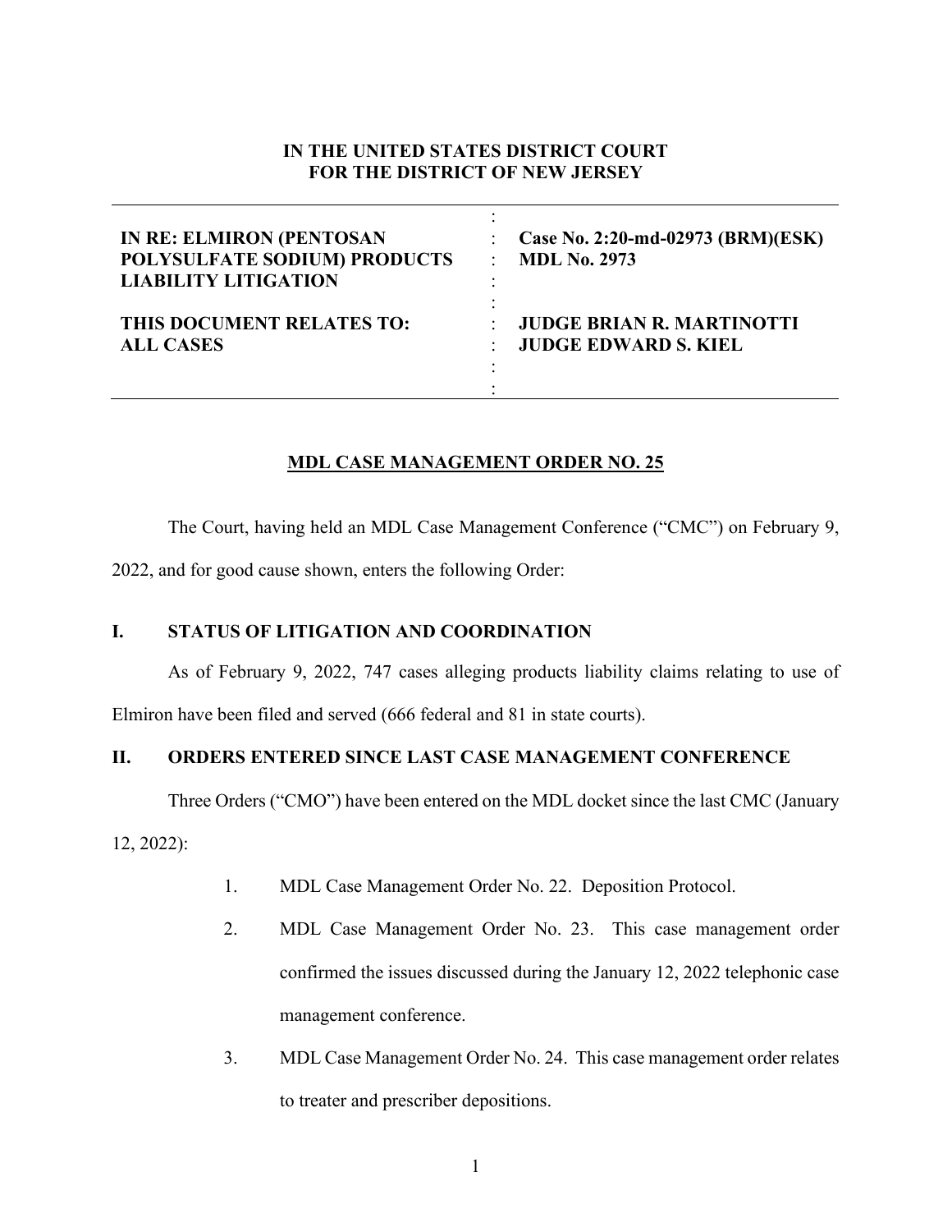**IN THE UNITED STATES DISTRICT COURT**
**FOR THE DISTRICT OF NEW JERSEY**

| | | |
|---|---|---|
| **IN RE: ELMIRON (PENTOSAN POLYSULFATE SODIUM) PRODUCTS LIABILITY LITIGATION** | : | **Case No. 2:20-md-02973 (BRM)(ESK)** **MDL No. 2973** |
| **THIS DOCUMENT RELATES TO: ALL CASES** | : | **JUDGE BRIAN R. MARTINOTTI** **JUDGE EDWARD S. KIEL** |

**MDL CASE MANAGEMENT ORDER NO. 25**

The Court, having held an MDL Case Management Conference ("CMC") on February 9, 2022, and for good cause shown, enters the following Order:

## I. STATUS OF LITIGATION AND COORDINATION

As of February 9, 2022, 747 cases alleging products liability claims relating to use of Elmiron have been filed and served (666 federal and 81 in state courts).

## II. ORDERS ENTERED SINCE LAST CASE MANAGEMENT CONFERENCE

Three Orders ("CMO") have been entered on the MDL docket since the last CMC (January 12, 2022):

1. MDL Case Management Order No. 22. Deposition Protocol.
2. MDL Case Management Order No. 23. This case management order confirmed the issues discussed during the January 12, 2022 telephonic case management conference.
3. MDL Case Management Order No. 24. This case management order relates to treater and prescriber depositions.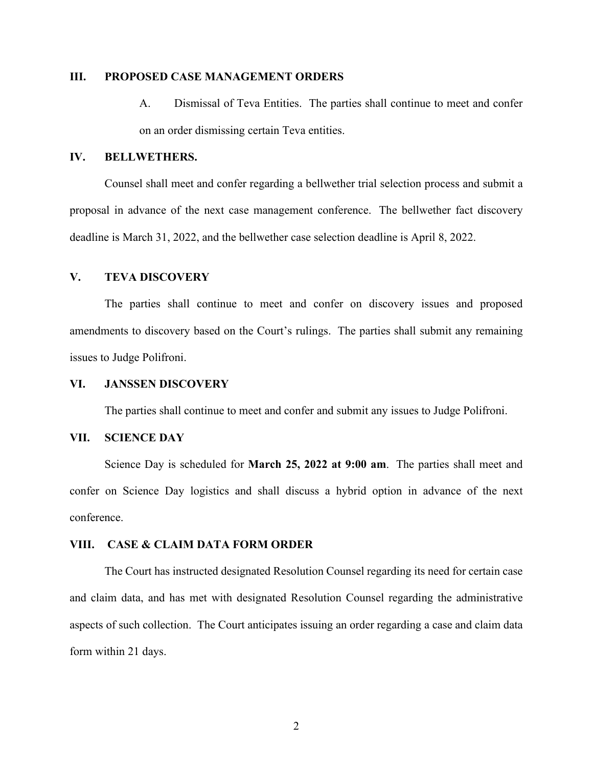## III. PROPOSED CASE MANAGEMENT ORDERS

A. Dismissal of Teva Entities. The parties shall continue to meet and confer on an order dismissing certain Teva entities.

## IV. BELLWETHERS.

Counsel shall meet and confer regarding a bellwether trial selection process and submit a proposal in advance of the next case management conference. The bellwether fact discovery deadline is March 31, 2022, and the bellwether case selection deadline is April 8, 2022.

## V. TEVA DISCOVERY

The parties shall continue to meet and confer on discovery issues and proposed amendments to discovery based on the Court's rulings. The parties shall submit any remaining issues to Judge Polifroni.

## VI. JANSSEN DISCOVERY

The parties shall continue to meet and confer and submit any issues to Judge Polifroni.

## VII. SCIENCE DAY

Science Day is scheduled for **March 25, 2022 at 9:00 am**. The parties shall meet and confer on Science Day logistics and shall discuss a hybrid option in advance of the next conference.

## VIII. CASE & CLAIM DATA FORM ORDER

The Court has instructed designated Resolution Counsel regarding its need for certain case and claim data, and has met with designated Resolution Counsel regarding the administrative aspects of such collection. The Court anticipates issuing an order regarding a case and claim data form within 21 days.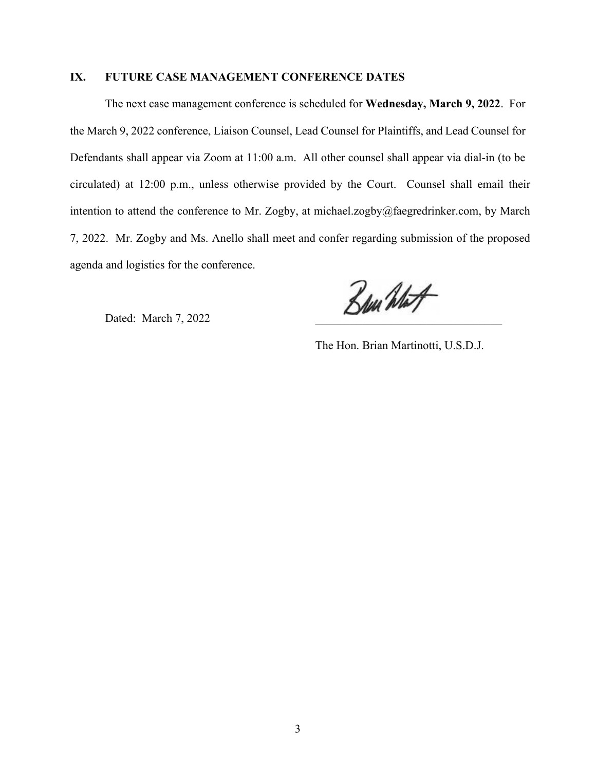## IX. FUTURE CASE MANAGEMENT CONFERENCE DATES

The next case management conference is scheduled for **Wednesday, March 9, 2022**. For the March 9, 2022 conference, Liaison Counsel, Lead Counsel for Plaintiffs, and Lead Counsel for Defendants shall appear via Zoom at 11:00 a.m. All other counsel shall appear via dial-in (to be circulated) at 12:00 p.m., unless otherwise provided by the Court. Counsel shall email their intention to attend the conference to Mr. Zogby, at michael.zogby@faegredrinker.com, by March 7, 2022. Mr. Zogby and Ms. Anello shall meet and confer regarding submission of the proposed agenda and logistics for the conference.

Dated: March 7, 2022

\_\_\_\_\_\_\_\_\_\_\_\_\_\_\_\_\_\_\_\_\_\_\_\_\_\_\_\_\_\_\_\_

The Hon. Brian Martinotti, U.S.D.J.